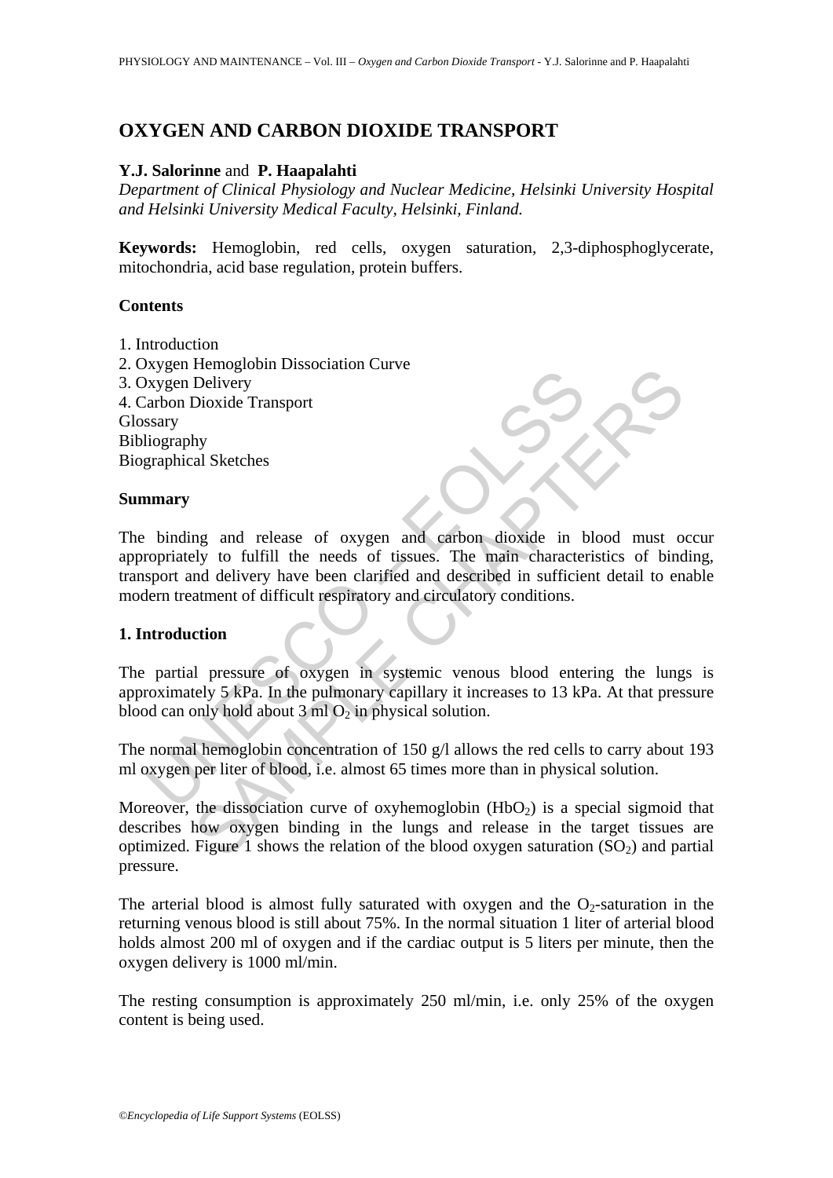# OXYGEN AND CARBON DIOXIDE TRANSPORT

**Y.J. Salorinne** and **P. Haapalahti**

*Department of Clinical Physiology and Nuclear Medicine, Helsinki University Hospital and Helsinki University Medical Faculty, Helsinki, Finland.*

**Keywords:** Hemoglobin, red cells, oxygen saturation, 2,3-diphosphoglycerate, mitochondria, acid base regulation, protein buffers.

## Contents

1. Introduction
2. Oxygen Hemoglobin Dissociation Curve
3. Oxygen Delivery
4. Carbon Dioxide Transport

Glossary
Bibliography
Biographical Sketches

## Summary

The binding and release of oxygen and carbon dioxide in blood must occur appropriately to fulfill the needs of tissues. The main characteristics of binding, transport and delivery have been clarified and described in sufficient detail to enable modern treatment of difficult respiratory and circulatory conditions.

## 1. Introduction

The partial pressure of oxygen in systemic venous blood entering the lungs is approximately 5 kPa. In the pulmonary capillary it increases to 13 kPa. At that pressure blood can only hold about 3 ml $O_2$ in physical solution.

The normal hemoglobin concentration of 150 g/l allows the red cells to carry about 193 ml oxygen per liter of blood, i.e. almost 65 times more than in physical solution.

Moreover, the dissociation curve of oxyhemoglobin ($HbO_2$) is a special sigmoid that describes how oxygen binding in the lungs and release in the target tissues are optimized. Figure 1 shows the relation of the blood oxygen saturation ($SO_2$) and partial pressure.

The arterial blood is almost fully saturated with oxygen and the $O_2$-saturation in the returning venous blood is still about 75%. In the normal situation 1 liter of arterial blood holds almost 200 ml of oxygen and if the cardiac output is 5 liters per minute, then the oxygen delivery is 1000 ml/min.

The resting consumption is approximately 250 ml/min, i.e. only 25% of the oxygen content is being used.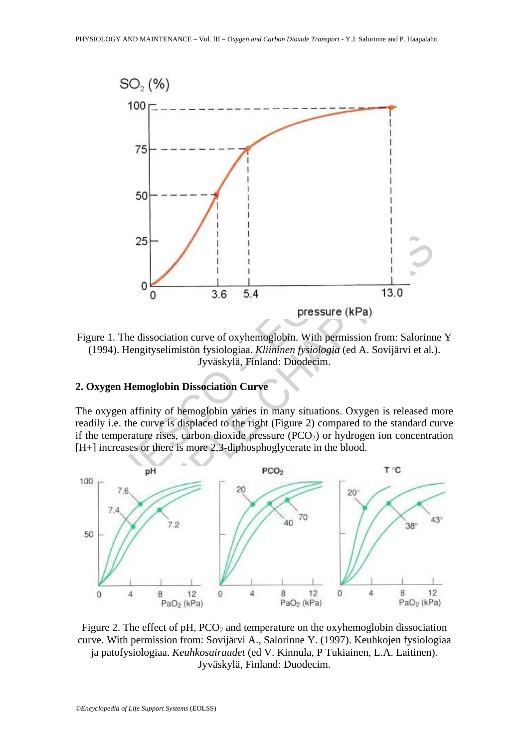Figure 1. The dissociation curve of oxyhemoglobin. With permission from: Salorinne Y (1994). Hengityselimistön fysiologiaa. *Kliininen fysiologia* (ed A. Sovijärvi et al.). Jyväskylä, Finland: Duodecim.

## 2. Oxygen Hemoglobin Dissociation Curve

The oxygen affinity of hemoglobin varies in many situations. Oxygen is released more readily i.e. the curve is displaced to the right (Figure 2) compared to the standard curve if the temperature rises, carbon dioxide pressure ($PCO_2$) or hydrogen ion concentration [H+] increases or there is more 2,3-diphosphoglycerate in the blood.

Figure 2. The effect of pH, $PCO_2$ and temperature on the oxyhemoglobin dissociation curve. With permission from: Sovijärvi A., Salorinne Y. (1997). Keuhkojen fysiologiaa ja patofysiologiaa. *Keuhkosairaudet* (ed V. Kinnula, P Tukiainen, L.A. Laitinen). Jyväskylä, Finland: Duodecim.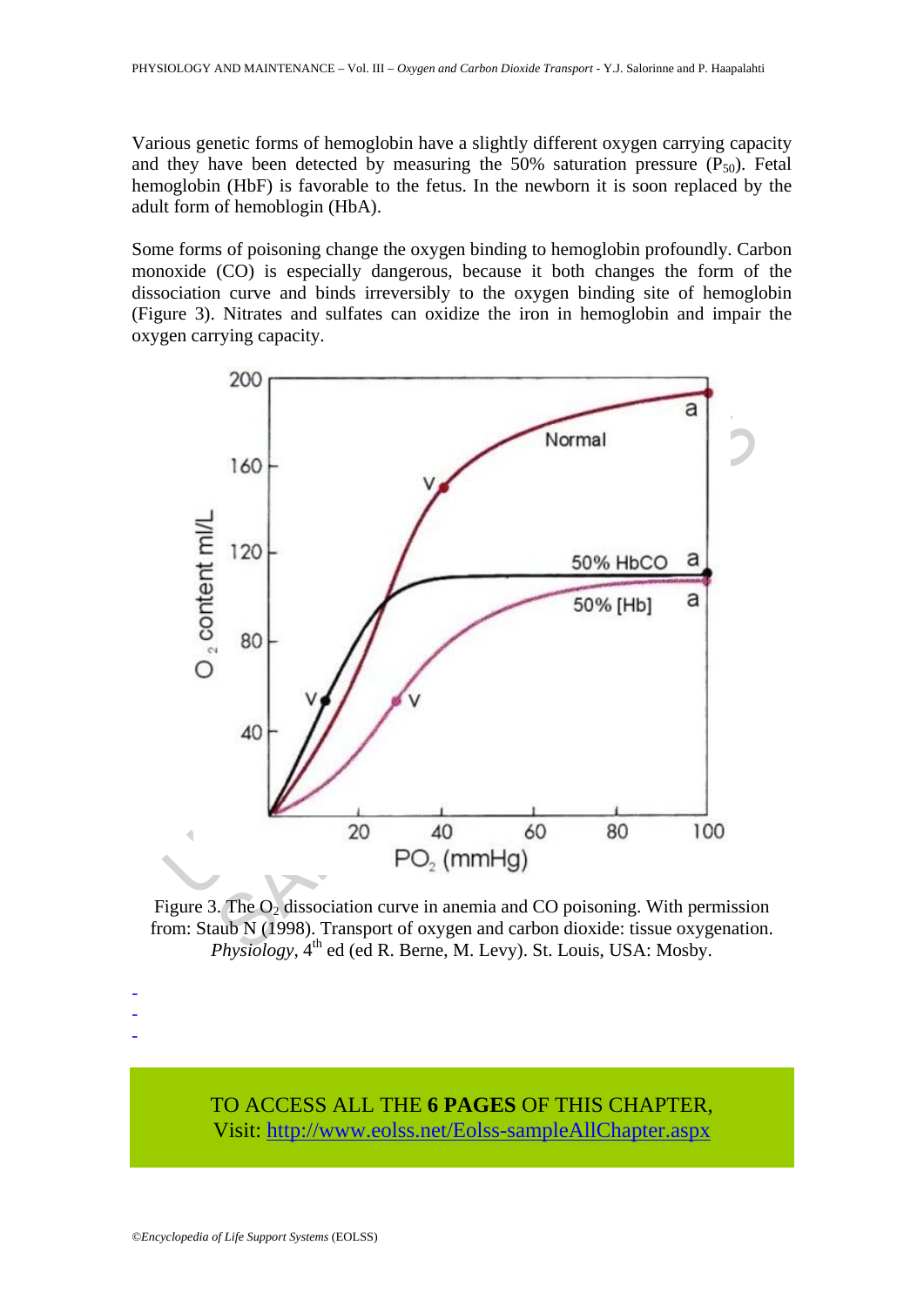Various genetic forms of hemoglobin have a slightly different oxygen carrying capacity and they have been detected by measuring the 50% saturation pressure ($P_{50}$). Fetal hemoglobin (HbF) is favorable to the fetus. In the newborn it is soon replaced by the adult form of hemoblogin (HbA).

Some forms of poisoning change the oxygen binding to hemoglobin profoundly. Carbon monoxide (CO) is especially dangerous, because it both changes the form of the dissociation curve and binds irreversibly to the oxygen binding site of hemoglobin (Figure 3). Nitrates and sulfates can oxidize the iron in hemoglobin and impair the oxygen carrying capacity.

Figure 3. The $O_2$ dissociation curve in anemia and CO poisoning. With permission from: Staub N (1998). Transport of oxygen and carbon dioxide: tissue oxygenation. *Physiology*, 4th ed (ed R. Berne, M. Levy). St. Louis, USA: Mosby.

-
-
-

TO ACCESS ALL THE **6 PAGES** OF THIS CHAPTER,
Visit: http://www.eolss.net/Eolss-sampleAllChapter.aspx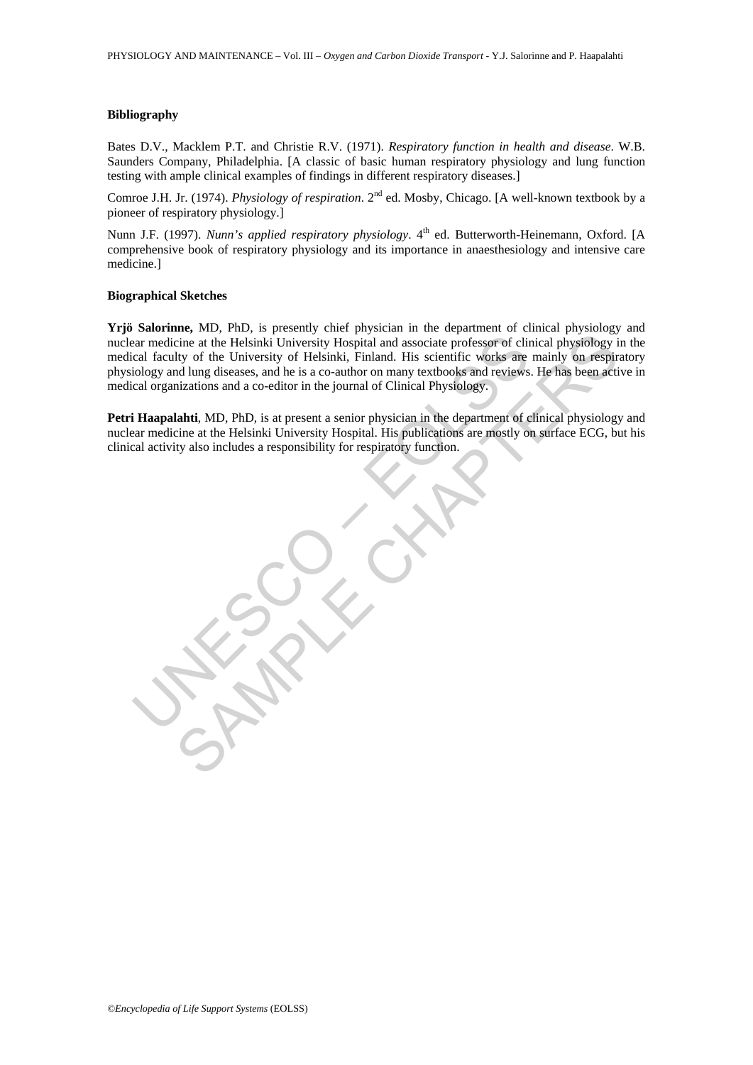### Bibliography

Bates D.V., Macklem P.T. and Christie R.V. (1971). *Respiratory function in health and disease*. W.B. Saunders Company, Philadelphia. [A classic of basic human respiratory physiology and lung function testing with ample clinical examples of findings in different respiratory diseases.]

Comroe J.H. Jr. (1974). *Physiology of respiration*. 2nd ed. Mosby, Chicago. [A well-known textbook by a pioneer of respiratory physiology.]

Nunn J.F. (1997). *Nunn's applied respiratory physiology*. 4th ed. Butterworth-Heinemann, Oxford. [A comprehensive book of respiratory physiology and its importance in anaesthesiology and intensive care medicine.]

### Biographical Sketches

**Yrjö Salorinne,** MD, PhD, is presently chief physician in the department of clinical physiology and nuclear medicine at the Helsinki University Hospital and associate professor of clinical physiology in the medical faculty of the University of Helsinki, Finland. His scientific works are mainly on respiratory physiology and lung diseases, and he is a co-author on many textbooks and reviews. He has been active in medical organizations and a co-editor in the journal of Clinical Physiology.

**Petri Haapalahti**, MD, PhD, is at present a senior physician in the department of clinical physiology and nuclear medicine at the Helsinki University Hospital. His publications are mostly on surface ECG, but his clinical activity also includes a responsibility for respiratory function.